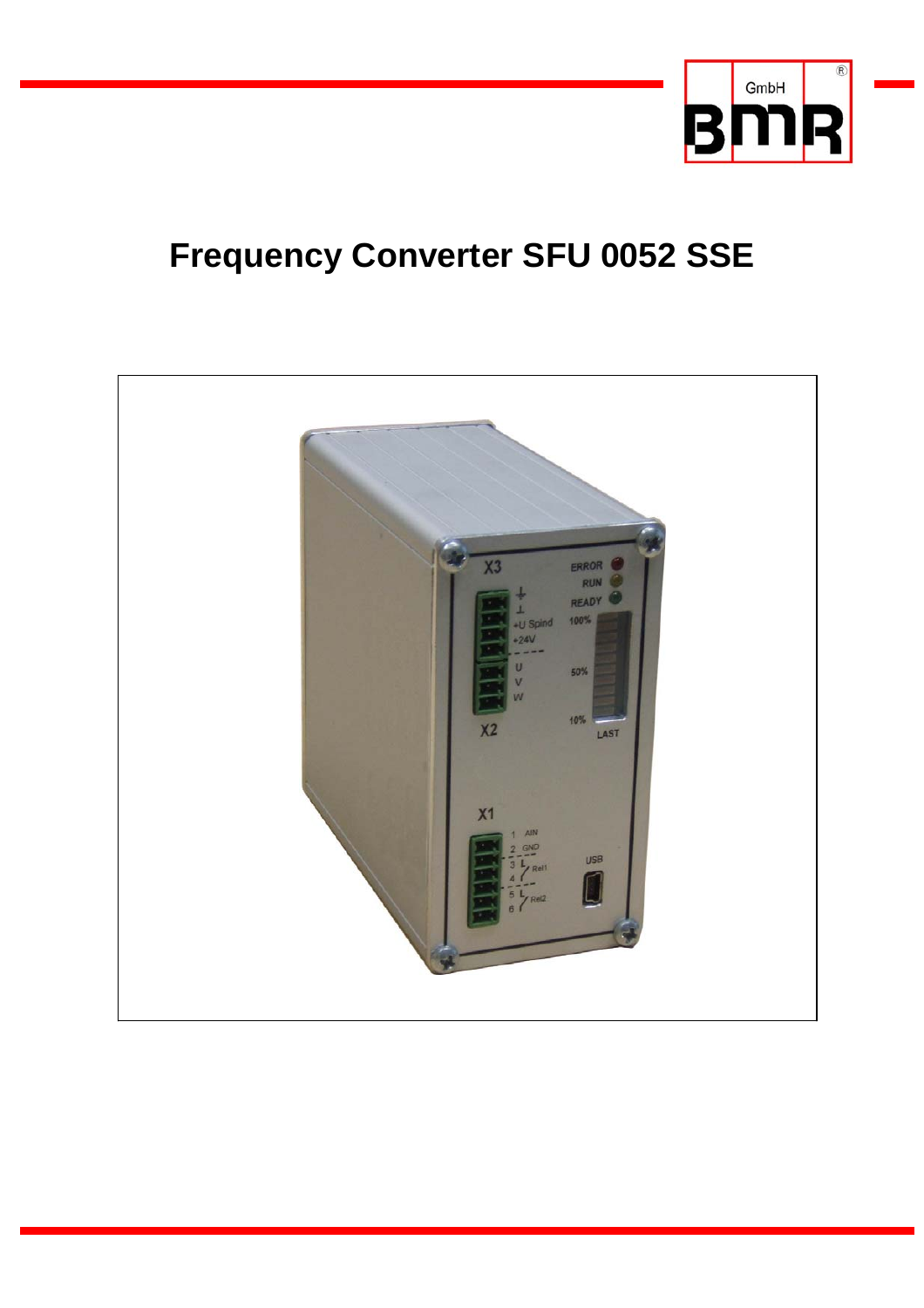# Frequency Converter SFU 0052 SSE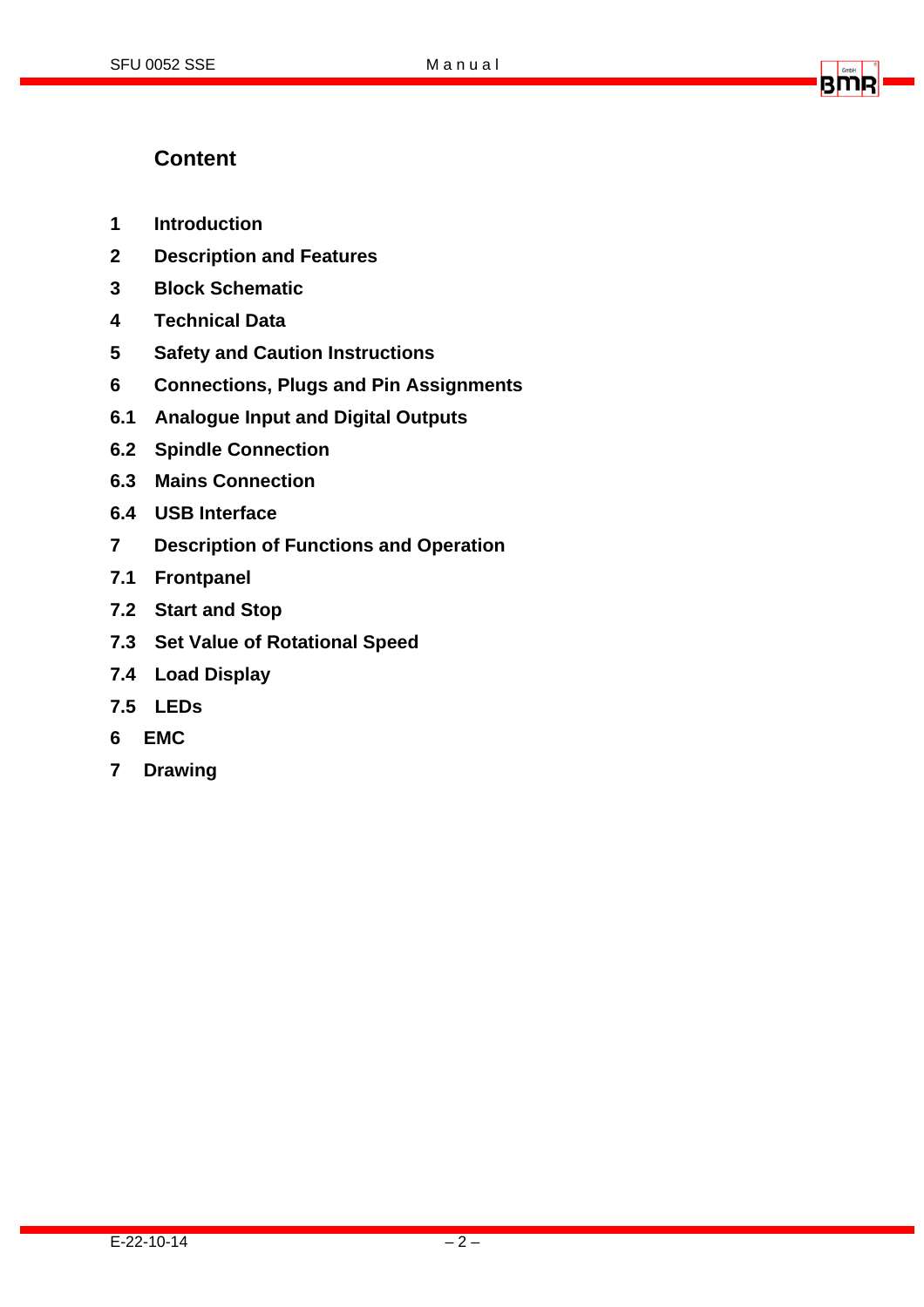# Content

- **1** **Introduction**
- **2** **Description and Features**
- **3** **Block Schematic**
- **4** **Technical Data**
- **5** **Safety and Caution Instructions**
- **6** **Connections, Plugs and Pin Assignments**
- **6.1** **Analogue Input and Digital Outputs**
- **6.2** **Spindle Connection**
- **6.3** **Mains Connection**
- **6.4** **USB Interface**
- **7** **Description of Functions and Operation**
- **7.1** **Frontpanel**
- **7.2** **Start and Stop**
- **7.3** **Set Value of Rotational Speed**
- **7.4** **Load Display**
- **7.5** **LEDs**
- **6** **EMC**
- **7** **Drawing**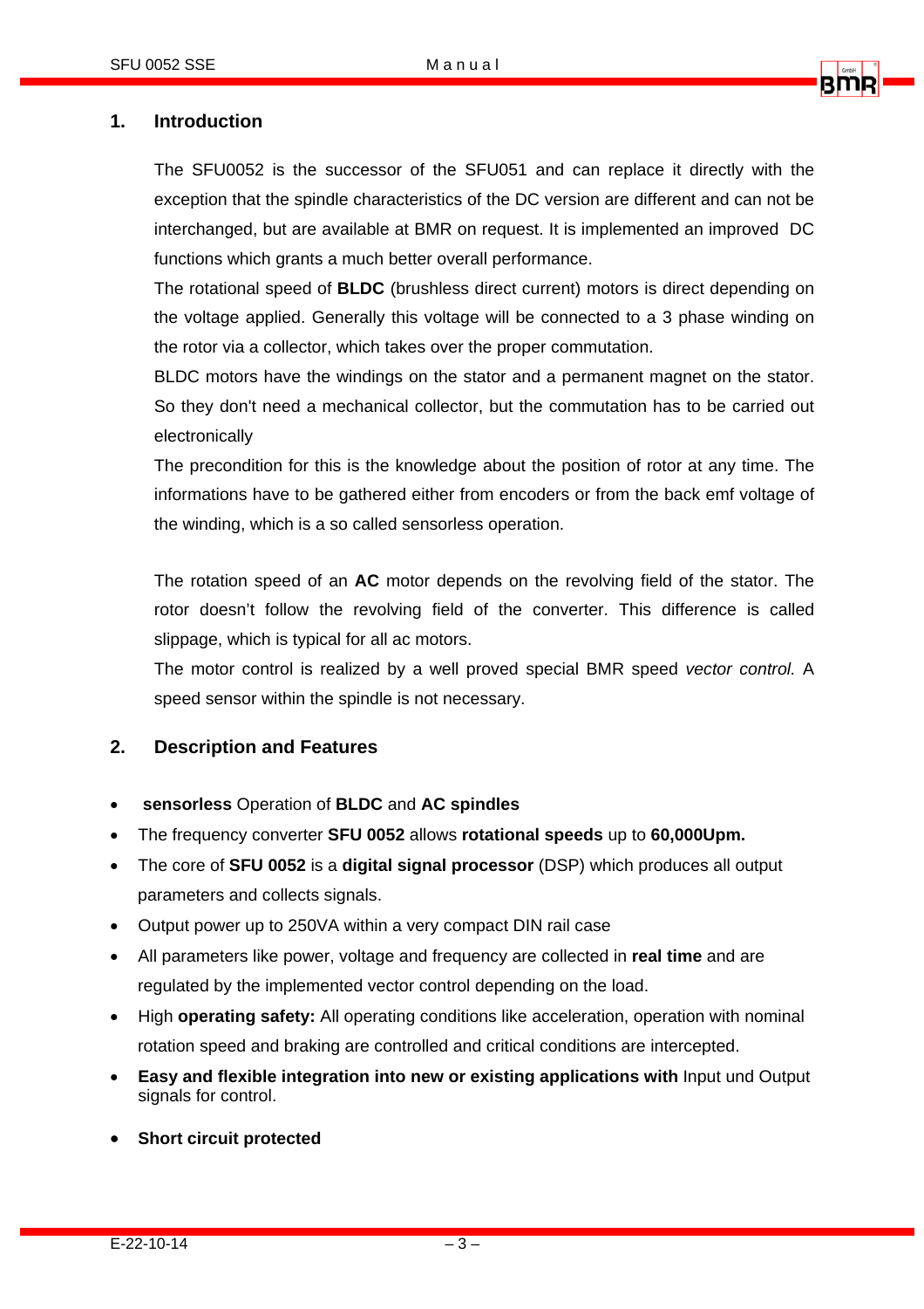## 1. Introduction

The SFU0052 is the successor of the SFU051 and can replace it directly with the exception that the spindle characteristics of the DC version are different and can not be interchanged, but are available at BMR on request. It is implemented an improved DC functions which grants a much better overall performance.

The rotational speed of **BLDC** (brushless direct current) motors is direct depending on the voltage applied. Generally this voltage will be connected to a 3 phase winding on the rotor via a collector, which takes over the proper commutation.

BLDC motors have the windings on the stator and a permanent magnet on the stator. So they don't need a mechanical collector, but the commutation has to be carried out electronically

The precondition for this is the knowledge about the position of rotor at any time. The informations have to be gathered either from encoders or from the back emf voltage of the winding, which is a so called sensorless operation.

The rotation speed of an **AC** motor depends on the revolving field of the stator. The rotor doesn't follow the revolving field of the converter. This difference is called slippage, which is typical for all ac motors.

The motor control is realized by a well proved special BMR speed *vector control.* A speed sensor within the spindle is not necessary.

## 2. Description and Features

- **sensorless** Operation of **BLDC** and **AC spindles**
- The frequency converter **SFU 0052** allows **rotational speeds** up to **60,000Upm.**
- The core of **SFU 0052** is a **digital signal processor** (DSP) which produces all output parameters and collects signals.
- Output power up to 250VA within a very compact DIN rail case
- All parameters like power, voltage and frequency are collected in **real time** and are regulated by the implemented vector control depending on the load.
- High **operating safety:** All operating conditions like acceleration, operation with nominal rotation speed and braking are controlled and critical conditions are intercepted.
- **Easy and flexible integration into new or existing applications with** Input und Output signals for control.
- **Short circuit protected**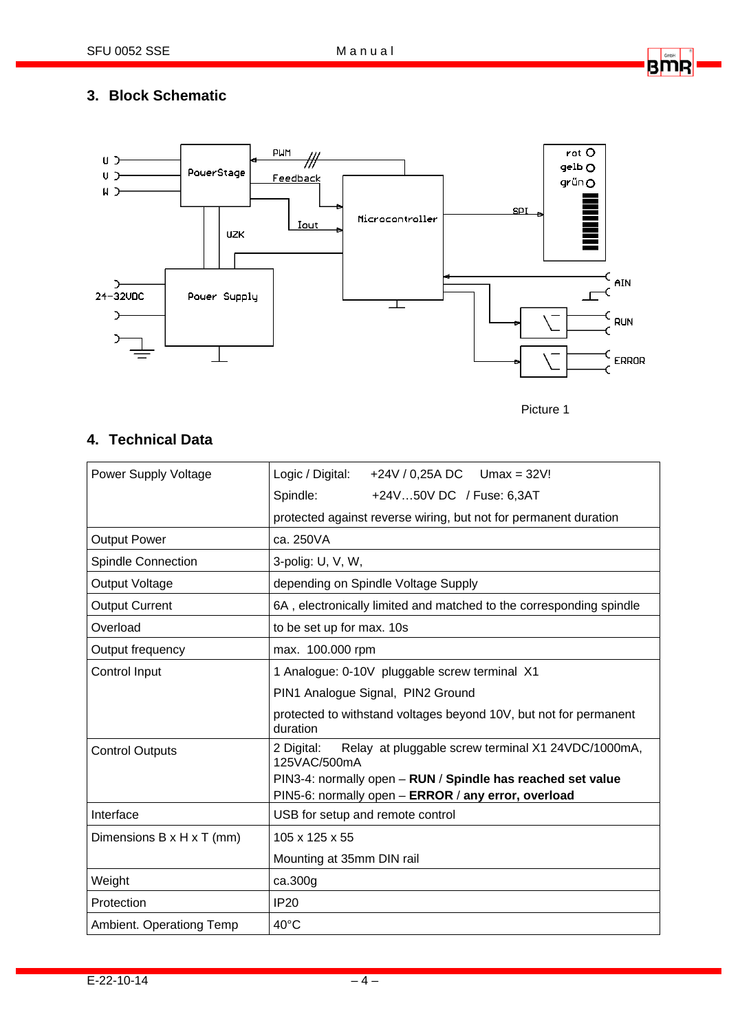## 3. Block Schematic

Picture 1

## 4. Technical Data

| | |
|---|---|
| Power Supply Voltage | Logic / Digital: +24V / 0,25A DC Umax = 32V! |
| | Spindle: +24V…50V DC / Fuse: 6,3AT |
| | protected against reverse wiring, but not for permanent duration |
| Output Power | ca. 250VA |
| Spindle Connection | 3-polig: U, V, W, |
| Output Voltage | depending on Spindle Voltage Supply |
| Output Current | 6A , electronically limited and matched to the corresponding spindle |
| Overload | to be set up for max. 10s |
| Output frequency | max. 100.000 rpm |
| Control Input | 1 Analogue: 0-10V pluggable screw terminal X1 |
| | PIN1 Analogue Signal, PIN2 Ground |
| | protected to withstand voltages beyond 10V, but not for permanent duration |
| Control Outputs | 2 Digital: Relay at pluggable screw terminal X1 24VDC/1000mA, 125VAC/500mA |
| | PIN3-4: normally open – **RUN** / **Spindle has reached set value** |
| | PIN5-6: normally open – **ERROR** / **any error, overload** |
| Interface | USB for setup and remote control |
| Dimensions B x H x T (mm) | 105 x 125 x 55 |
| | Mounting at 35mm DIN rail |
| Weight | ca.300g |
| Protection | IP20 |
| Ambient. Operationg Temp | 40°C |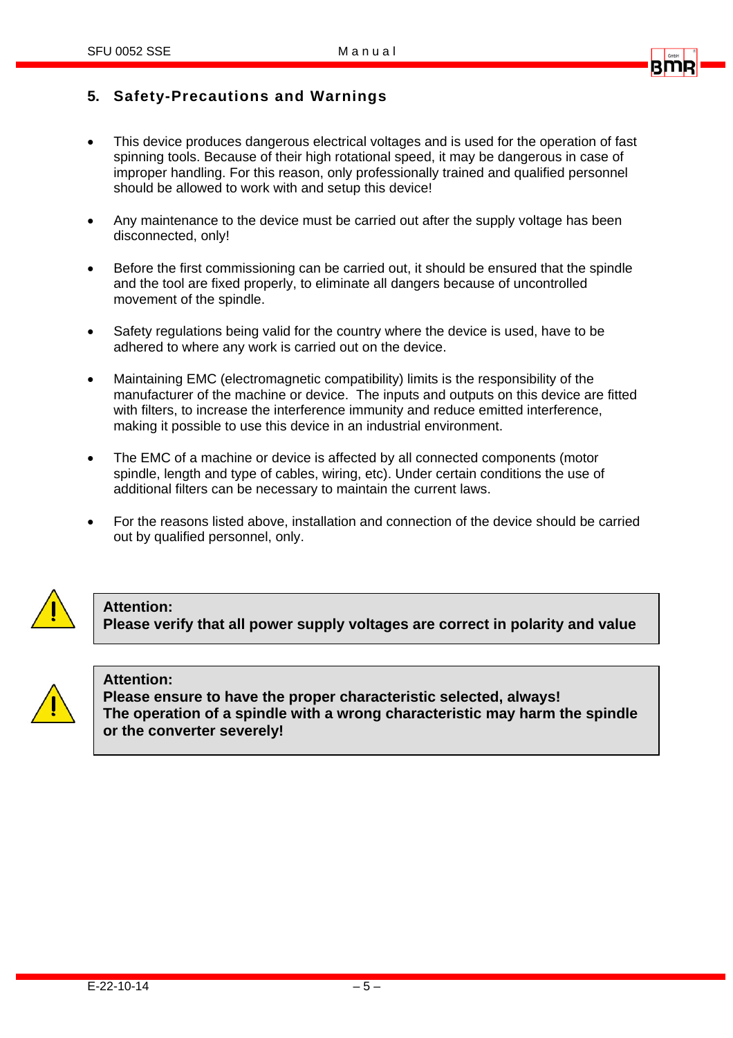## 5. Safety-Precautions and Warnings

- This device produces dangerous electrical voltages and is used for the operation of fast spinning tools. Because of their high rotational speed, it may be dangerous in case of improper handling. For this reason, only professionally trained and qualified personnel should be allowed to work with and setup this device!

- Any maintenance to the device must be carried out after the supply voltage has been disconnected, only!

- Before the first commissioning can be carried out, it should be ensured that the spindle and the tool are fixed properly, to eliminate all dangers because of uncontrolled movement of the spindle.

- Safety regulations being valid for the country where the device is used, have to be adhered to where any work is carried out on the device.

- Maintaining EMC (electromagnetic compatibility) limits is the responsibility of the manufacturer of the machine or device. The inputs and outputs on this device are fitted with filters, to increase the interference immunity and reduce emitted interference, making it possible to use this device in an industrial environment.

- The EMC of a machine or device is affected by all connected components (motor spindle, length and type of cables, wiring, etc). Under certain conditions the use of additional filters can be necessary to maintain the current laws.

- For the reasons listed above, installation and connection of the device should be carried out by qualified personnel, only.

> **Attention:**
> **Please verify that all power supply voltages are correct in polarity and value**

> **Attention:**
> **Please ensure to have the proper characteristic selected, always!**
> **The operation of a spindle with a wrong characteristic may harm the spindle or the converter severely!**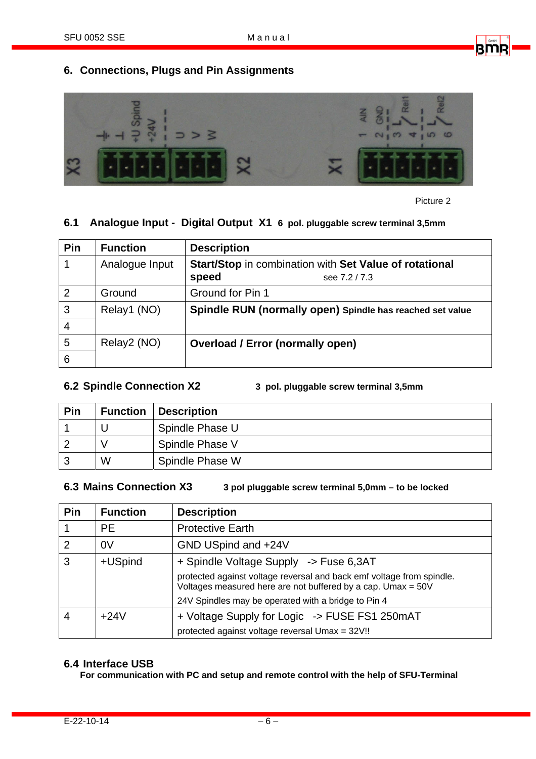## 6. Connections, Plugs and Pin Assignments

Picture 2

### 6.1 Analogue Input - Digital Output X1 6 pol. pluggable screw terminal 3,5mm

| Pin | Function | Description |
|---|---|---|
| 1 | Analogue Input | **Start/Stop** in combination with **Set Value of rotational speed** see 7.2 / 7.3 |
| 2 | Ground | Ground for Pin 1 |
| 3 | Relay1 (NO) | **Spindle RUN (normally open) Spindle has reached set value** |
| 4 | | |
| 5 | Relay2 (NO) | **Overload / Error (normally open)** |
| 6 | | |

### 6.2 Spindle Connection X2 3 pol. pluggable screw terminal 3,5mm

| Pin | Function | Description |
|---|---|---|
| 1 | U | Spindle Phase U |
| 2 | V | Spindle Phase V |
| 3 | W | Spindle Phase W |

### 6.3 Mains Connection X3 3 pol pluggable screw terminal 5,0mm – to be locked

| Pin | Function | Description |
|---|---|---|
| 1 | PE | Protective Earth |
| 2 | 0V | GND USpind and +24V |
| 3 | +USpind | + Spindle Voltage Supply -> Fuse 6,3AT<br>protected against voltage reversal and back emf voltage from spindle. Voltages measured here are not buffered by a cap. Umax = 50V<br>24V Spindles may be operated with a bridge to Pin 4 |
| 4 | +24V | + Voltage Supply for Logic -> FUSE FS1 250mAT<br>protected against voltage reversal Umax = 32V!! |

### 6.4 Interface USB

**For communication with PC and setup and remote control with the help of SFU-Terminal**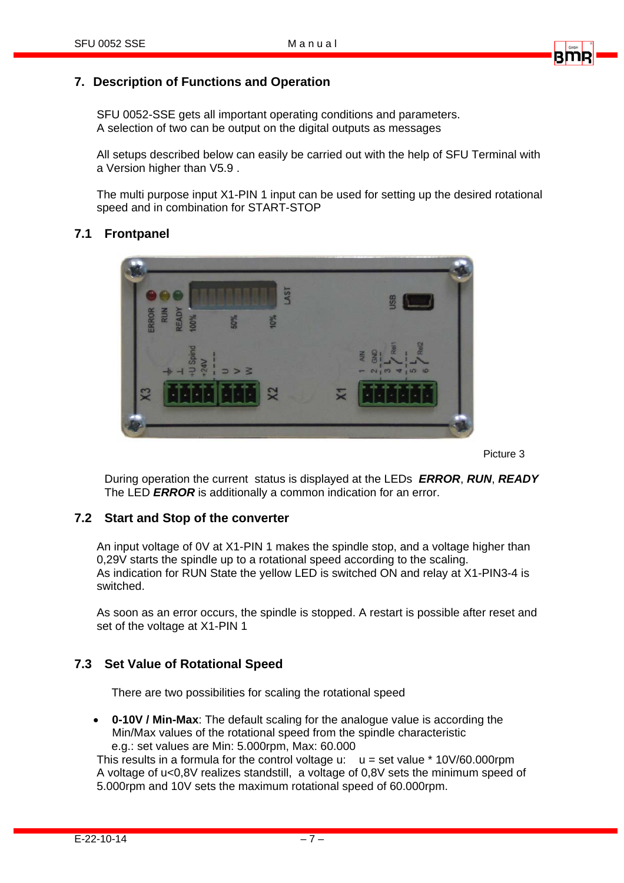## 7. Description of Functions and Operation

SFU 0052-SSE gets all important operating conditions and parameters.
A selection of two can be output on the digital outputs as messages

All setups described below can easily be carried out with the help of SFU Terminal with a Version higher than V5.9 .

The multi purpose input X1-PIN 1 input can be used for setting up the desired rotational speed and in combination for START-STOP

### 7.1 Frontpanel

Picture 3

During operation the current status is displayed at the LEDs ***ERROR***, ***RUN***, ***READY***
The LED ***ERROR*** is additionally a common indication for an error.

### 7.2 Start and Stop of the converter

An input voltage of 0V at X1-PIN 1 makes the spindle stop, and a voltage higher than 0,29V starts the spindle up to a rotational speed according to the scaling.
As indication for RUN State the yellow LED is switched ON and relay at X1-PIN3-4 is switched.

As soon as an error occurs, the spindle is stopped. A restart is possible after reset and set of the voltage at X1-PIN 1

### 7.3 Set Value of Rotational Speed

There are two possibilities for scaling the rotational speed

- **0-10V / Min-Max**: The default scaling for the analogue value is according the Min/Max values of the rotational speed from the spindle characteristic
  e.g.: set values are Min: 5.000rpm, Max: 60.000

This results in a formula for the control voltage u: u = set value * 10V/60.000rpm
A voltage of u<0,8V realizes standstill, a voltage of 0,8V sets the minimum speed of 5.000rpm and 10V sets the maximum rotational speed of 60.000rpm.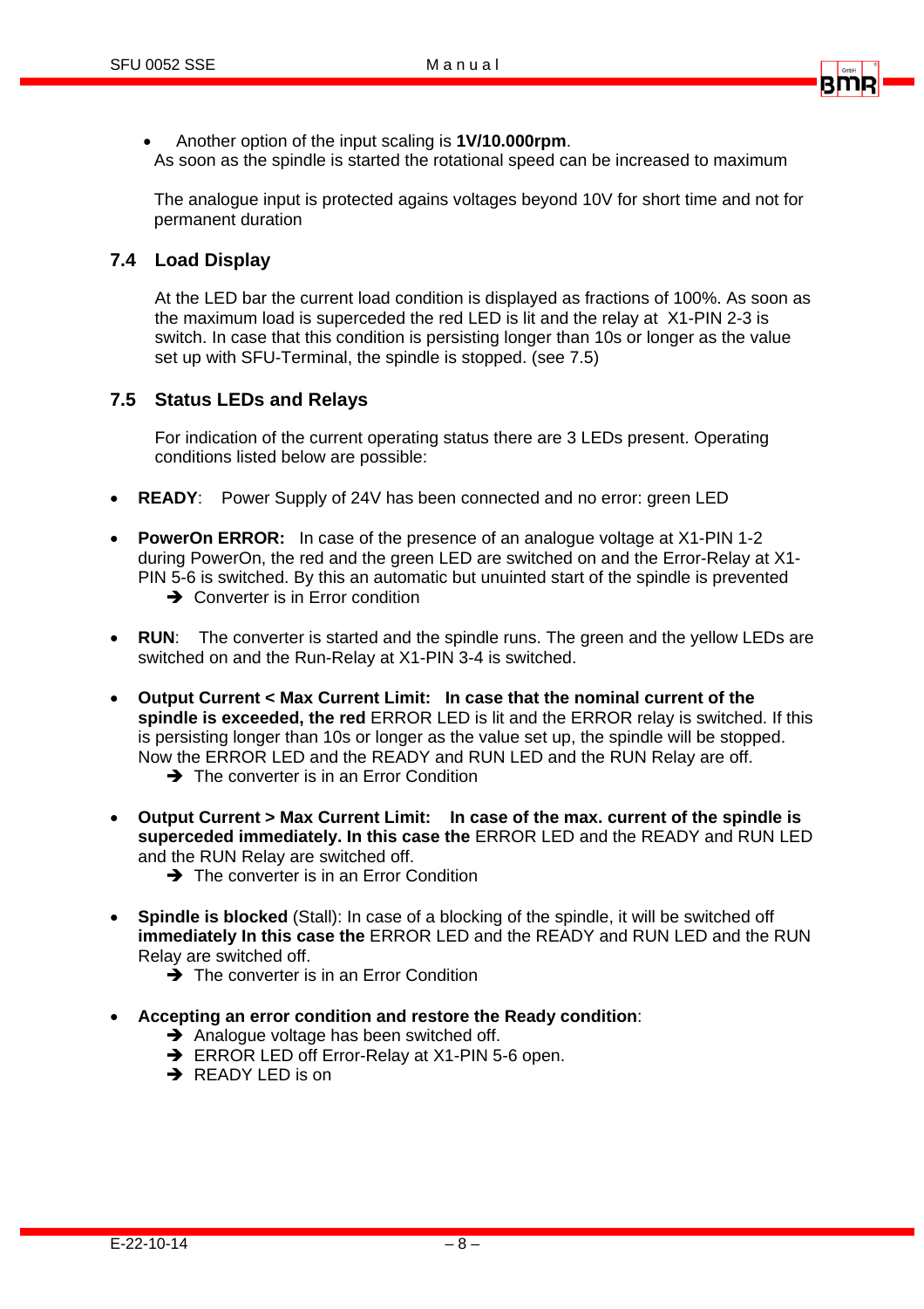- Another option of the input scaling is **1V/10.000rpm**.
  As soon as the spindle is started the rotational speed can be increased to maximum

  The analogue input is protected agains voltages beyond 10V for short time and not for permanent duration

## 7.4 Load Display

At the LED bar the current load condition is displayed as fractions of 100%. As soon as the maximum load is superceded the red LED is lit and the relay at X1-PIN 2-3 is switch. In case that this condition is persisting longer than 10s or longer as the value set up with SFU-Terminal, the spindle is stopped. (see 7.5)

## 7.5 Status LEDs and Relays

For indication of the current operating status there are 3 LEDs present. Operating conditions listed below are possible:

- **READY**: Power Supply of 24V has been connected and no error: green LED

- **PowerOn ERROR:** In case of the presence of an analogue voltage at X1-PIN 1-2 during PowerOn, the red and the green LED are switched on and the Error-Relay at X1-PIN 5-6 is switched. By this an automatic but unuinted start of the spindle is prevented
  - ➔ Converter is in Error condition

- **RUN**: The converter is started and the spindle runs. The green and the yellow LEDs are switched on and the Run-Relay at X1-PIN 3-4 is switched.

- **Output Current < Max Current Limit: In case that the nominal current of the spindle is exceeded, the red** ERROR LED is lit and the ERROR relay is switched. If this is persisting longer than 10s or longer as the value set up, the spindle will be stopped. Now the ERROR LED and the READY and RUN LED and the RUN Relay are off.
  - ➔ The converter is in an Error Condition

- **Output Current > Max Current Limit: In case of the max. current of the spindle is superceded immediately. In this case the** ERROR LED and the READY and RUN LED and the RUN Relay are switched off.
  - ➔ The converter is in an Error Condition

- **Spindle is blocked** (Stall): In case of a blocking of the spindle, it will be switched off **immediately In this case the** ERROR LED and the READY and RUN LED and the RUN Relay are switched off.
  - ➔ The converter is in an Error Condition

- **Accepting an error condition and restore the Ready condition**:
  - ➔ Analogue voltage has been switched off.
  - ➔ ERROR LED off Error-Relay at X1-PIN 5-6 open.
  - ➔ READY LED is on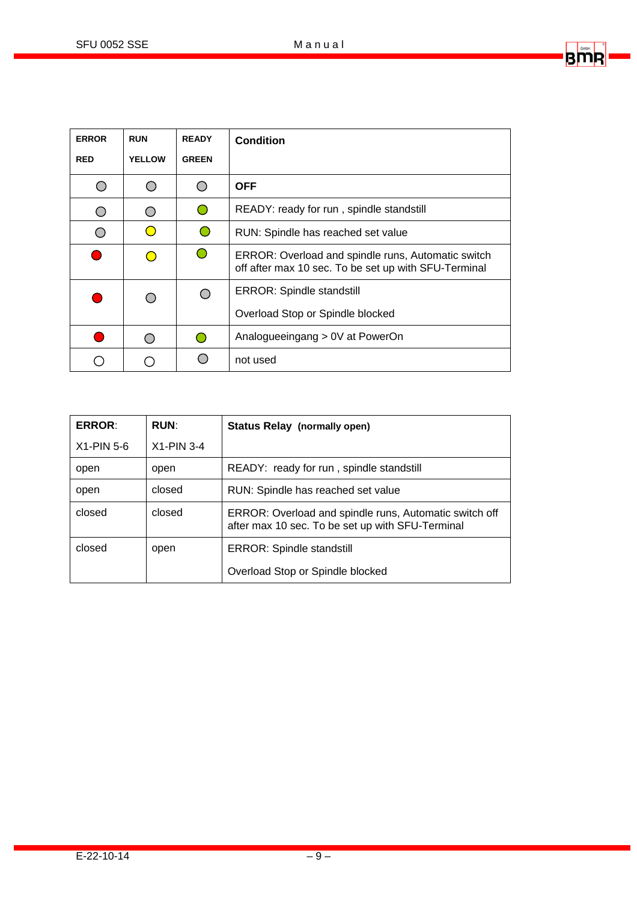| ERROR<br>RED | RUN<br>YELLOW | READY<br>GREEN | **Condition** |
|---|---|---|---|
| ○ | ○ | ○ | **OFF** |
| ○ | ○ | ● (green) | READY: ready for run , spindle standstill |
| ○ | ● (yellow) | ● (green) | RUN: Spindle has reached set value |
| ● (red) | ● (yellow) | ● (green) | ERROR: Overload and spindle runs, Automatic switch off after max 10 sec. To be set up with SFU-Terminal |
| ● (red) | ○ | ○ | ERROR: Spindle standstill<br>Overload Stop or Spindle blocked |
| ● (red) | ○ | ● (green) | Analogueeingang > 0V at PowerOn |
| ○ | ○ | ○ | not used |

| **ERROR**:<br>X1-PIN 5-6 | **RUN**:<br>X1-PIN 3-4 | **Status Relay (normally open)** |
|---|---|---|
| open | open | READY: ready for run , spindle standstill |
| open | closed | RUN: Spindle has reached set value |
| closed | closed | ERROR: Overload and spindle runs, Automatic switch off after max 10 sec. To be set up with SFU-Terminal |
| closed | open | ERROR: Spindle standstill<br>Overload Stop or Spindle blocked |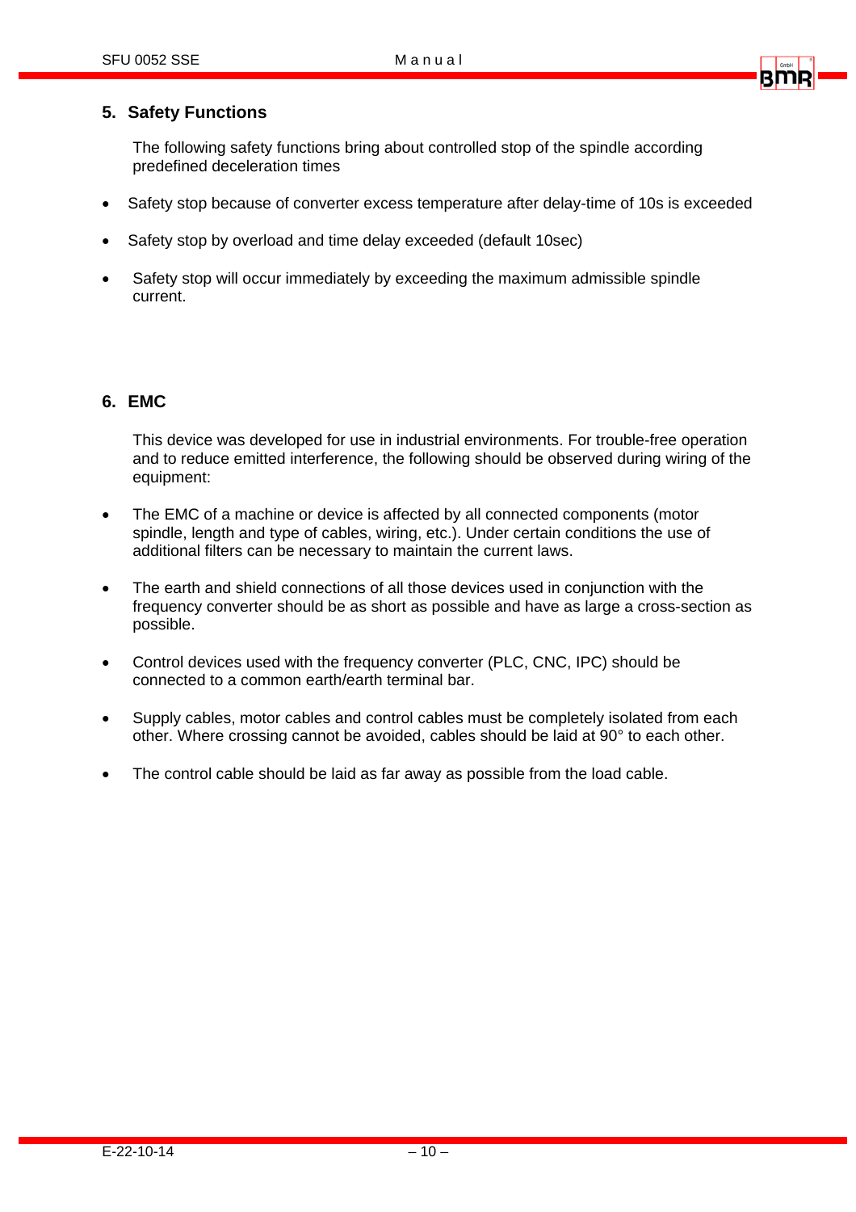## 5. Safety Functions

The following safety functions bring about controlled stop of the spindle according predefined deceleration times

- Safety stop because of converter excess temperature after delay-time of 10s is exceeded
- Safety stop by overload and time delay exceeded (default 10sec)
- Safety stop will occur immediately by exceeding the maximum admissible spindle current.

## 6. EMC

This device was developed for use in industrial environments. For trouble-free operation and to reduce emitted interference, the following should be observed during wiring of the equipment:

- The EMC of a machine or device is affected by all connected components (motor spindle, length and type of cables, wiring, etc.). Under certain conditions the use of additional filters can be necessary to maintain the current laws.
- The earth and shield connections of all those devices used in conjunction with the frequency converter should be as short as possible and have as large a cross-section as possible.
- Control devices used with the frequency converter (PLC, CNC, IPC) should be connected to a common earth/earth terminal bar.
- Supply cables, motor cables and control cables must be completely isolated from each other. Where crossing cannot be avoided, cables should be laid at 90° to each other.
- The control cable should be laid as far away as possible from the load cable.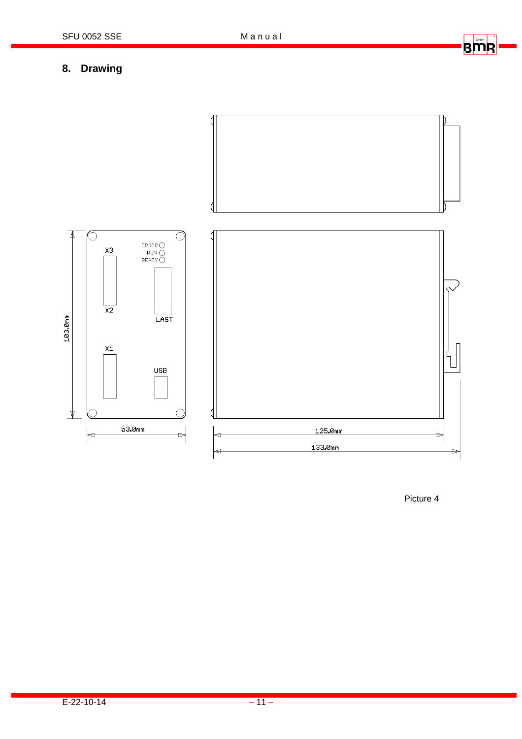## 8. Drawing

Picture 4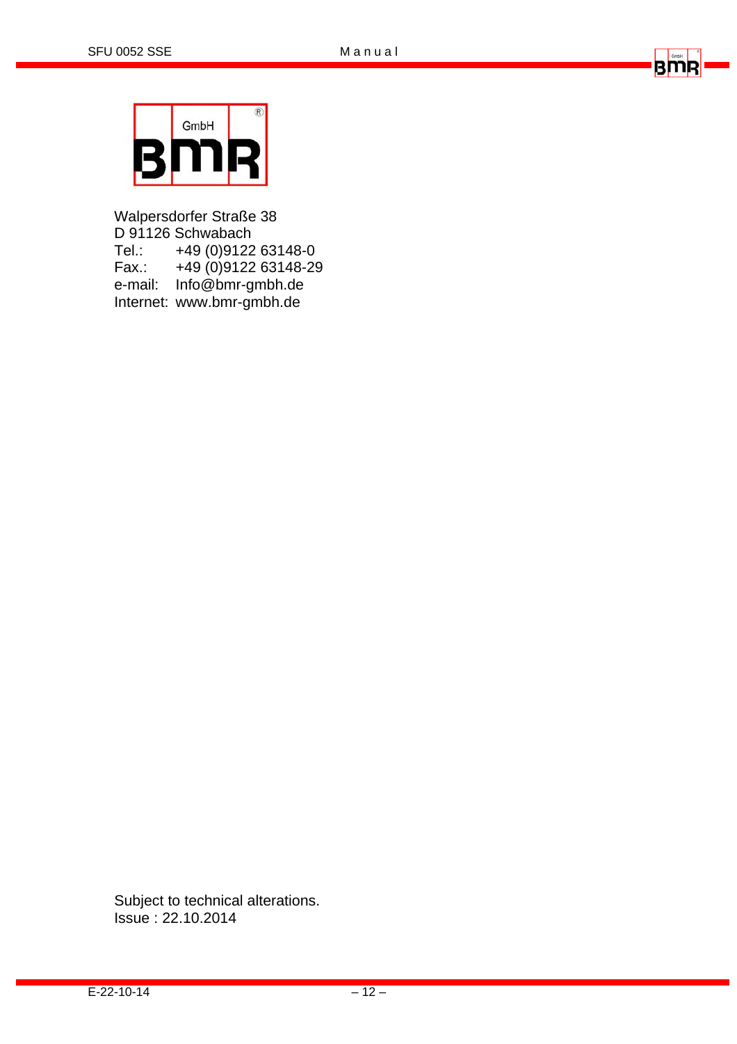Walpersdorfer Straße 38
D 91126 Schwabach
Tel.: +49 (0)9122 63148-0
Fax.: +49 (0)9122 63148-29
e-mail: Info@bmr-gmbh.de
Internet: www.bmr-gmbh.de

Subject to technical alterations.
Issue : 22.10.2014